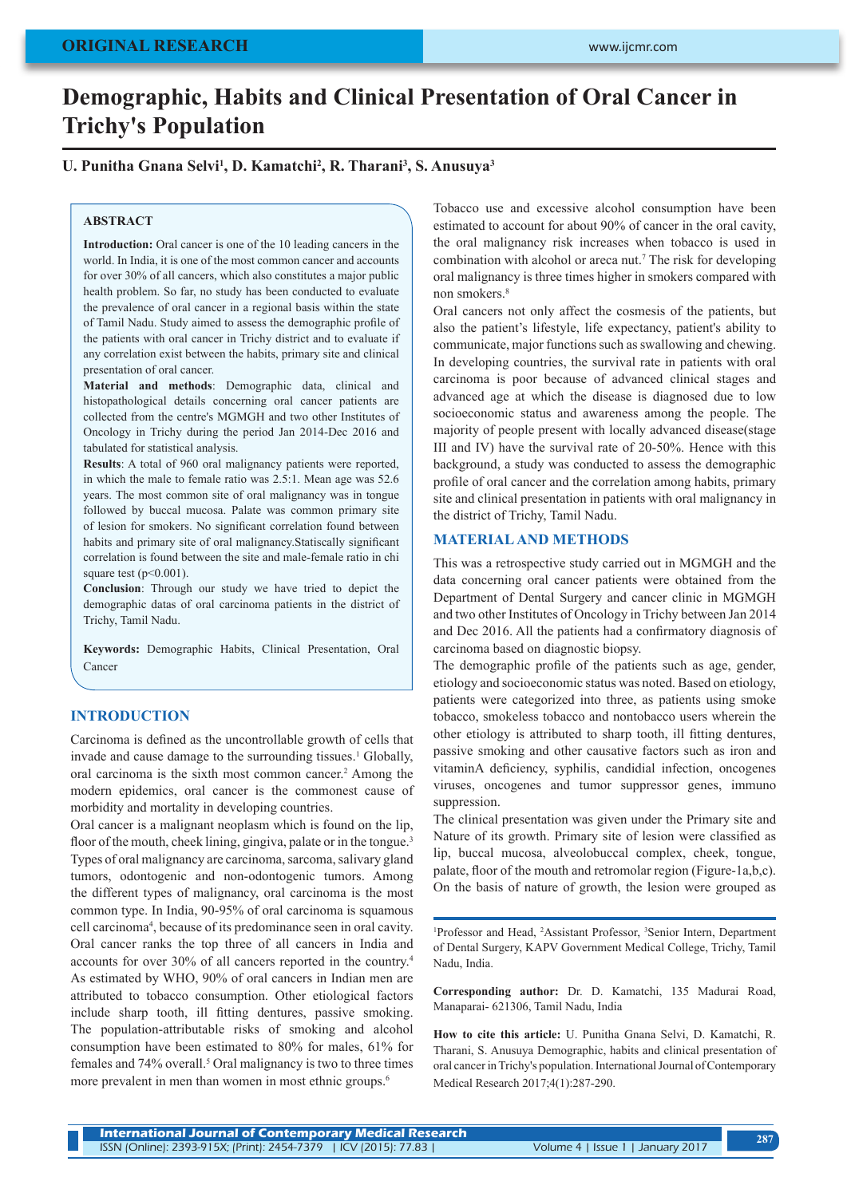ORIGINAL RESEARCH

# Demographic, Habits and Clinical Presentation of Oral Cancer in Trichy's Population

**U. Punitha Gnana Selvi[1], D. Kamatchi[2], R. Tharani[3], S. Anusuya[3]**

## ABSTRACT

**Introduction:** Oral cancer is one of the 10 leading cancers in the world. In India, it is one of the most common cancer and accounts for over 30% of all cancers, which also constitutes a major public health problem. So far, no study has been conducted to evaluate the prevalence of oral cancer in a regional basis within the state of Tamil Nadu. Study aimed to assess the demographic profile of the patients with oral cancer in Trichy district and to evaluate if any correlation exist between the habits, primary site and clinical presentation of oral cancer.

**Material and methods**: Demographic data, clinical and histopathological details concerning oral cancer patients are collected from the centre's MGMGH and two other Institutes of Oncology in Trichy during the period Jan 2014-Dec 2016 and tabulated for statistical analysis.

**Results**: A total of 960 oral malignancy patients were reported, in which the male to female ratio was 2.5:1. Mean age was 52.6 years. The most common site of oral malignancy was in tongue followed by buccal mucosa. Palate was common primary site of lesion for smokers. No significant correlation found between habits and primary site of oral malignancy.Statically significant correlation is found between the site and male-female ratio in chi square test ($p<0.001$).

**Conclusion**: Through our study we have tried to depict the demographic datas of oral carcinoma patients in the district of Trichy, Tamil Nadu.

**Keywords:** Demographic Habits, Clinical Presentation, Oral Cancer

## INTRODUCTION

Carcinoma is defined as the uncontrollable growth of cells that invade and cause damage to the surrounding tissues.[1] Globally, oral carcinoma is the sixth most common cancer.[2] Among the modern epidemics, oral cancer is the commonest cause of morbidity and mortality in developing countries.

Oral cancer is a malignant neoplasm which is found on the lip, floor of the mouth, cheek lining, gingiva, palate or in the tongue.[3] Types of oral malignancy are carcinoma, sarcoma, salivary gland tumors, odontogenic and non-odontogenic tumors. Among the different types of malignancy, oral carcinoma is the most common type. In India, 90-95% of oral carcinoma is squamous cell carcinoma[4], because of its predominance seen in oral cavity. Oral cancer ranks the top three of all cancers in India and accounts for over 30% of all cancers reported in the country.[4] As estimated by WHO, 90% of oral cancers in Indian men are attributed to tobacco consumption. Other etiological factors include sharp tooth, ill fitting dentures, passive smoking. The population-attributable risks of smoking and alcohol consumption have been estimated to 80% for males, 61% for females and 74% overall.[5] Oral malignancy is two to three times more prevalent in men than women in most ethnic groups.[6]

Tobacco use and excessive alcohol consumption have been estimated to account for about 90% of cancer in the oral cavity, the oral malignancy risk increases when tobacco is used in combination with alcohol or areca nut.[7] The risk for developing oral malignancy is three times higher in smokers compared with non smokers.[8]

Oral cancers not only affect the cosmesis of the patients, but also the patient's lifestyle, life expectancy, patient's ability to communicate, major functions such as swallowing and chewing. In developing countries, the survival rate in patients with oral carcinoma is poor because of advanced clinical stages and advanced age at which the disease is diagnosed due to low socioeconomic status and awareness among the people. The majority of people present with locally advanced disease(stage III and IV) have the survival rate of 20-50%. Hence with this background, a study was conducted to assess the demographic profile of oral cancer and the correlation among habits, primary site and clinical presentation in patients with oral malignancy in the district of Trichy, Tamil Nadu.

## MATERIAL AND METHODS

This was a retrospective study carried out in MGMGH and the data concerning oral cancer patients were obtained from the Department of Dental Surgery and cancer clinic in MGMGH and two other Institutes of Oncology in Trichy between Jan 2014 and Dec 2016. All the patients had a confirmatory diagnosis of carcinoma based on diagnostic biopsy.

The demographic profile of the patients such as age, gender, etiology and socioeconomic status was noted. Based on etiology, patients were categorized into three, as patients using smoke tobacco, smokeless tobacco and nontobacco users wherein the other etiology is attributed to sharp tooth, ill fitting dentures, passive smoking and other causative factors such as iron and vitaminA deficiency, syphilis, candidial infection, oncogenes viruses, oncogenes and tumor suppressor genes, immuno suppression.

The clinical presentation was given under the Primary site and Nature of its growth. Primary site of lesion were classified as lip, buccal mucosa, alveolobuccal complex, cheek, tongue, palate, floor of the mouth and retromolar region (Figure-1a,b,c). On the basis of nature of growth, the lesion were grouped as

[1]Professor and Head, [2]Assistant Professor, [3]Senior Intern, Department of Dental Surgery, KAPV Government Medical College, Trichy, Tamil Nadu, India.

**Corresponding author:** Dr. D. Kamatchi, 135 Madurai Road, Manaparai- 621306, Tamil Nadu, India

**How to cite this article:** U. Punitha Gnana Selvi, D. Kamatchi, R. Tharani, S. Anusuya Demographic, habits and clinical presentation of oral cancer in Trichy's population. International Journal of Contemporary Medical Research 2017;4(1):287-290.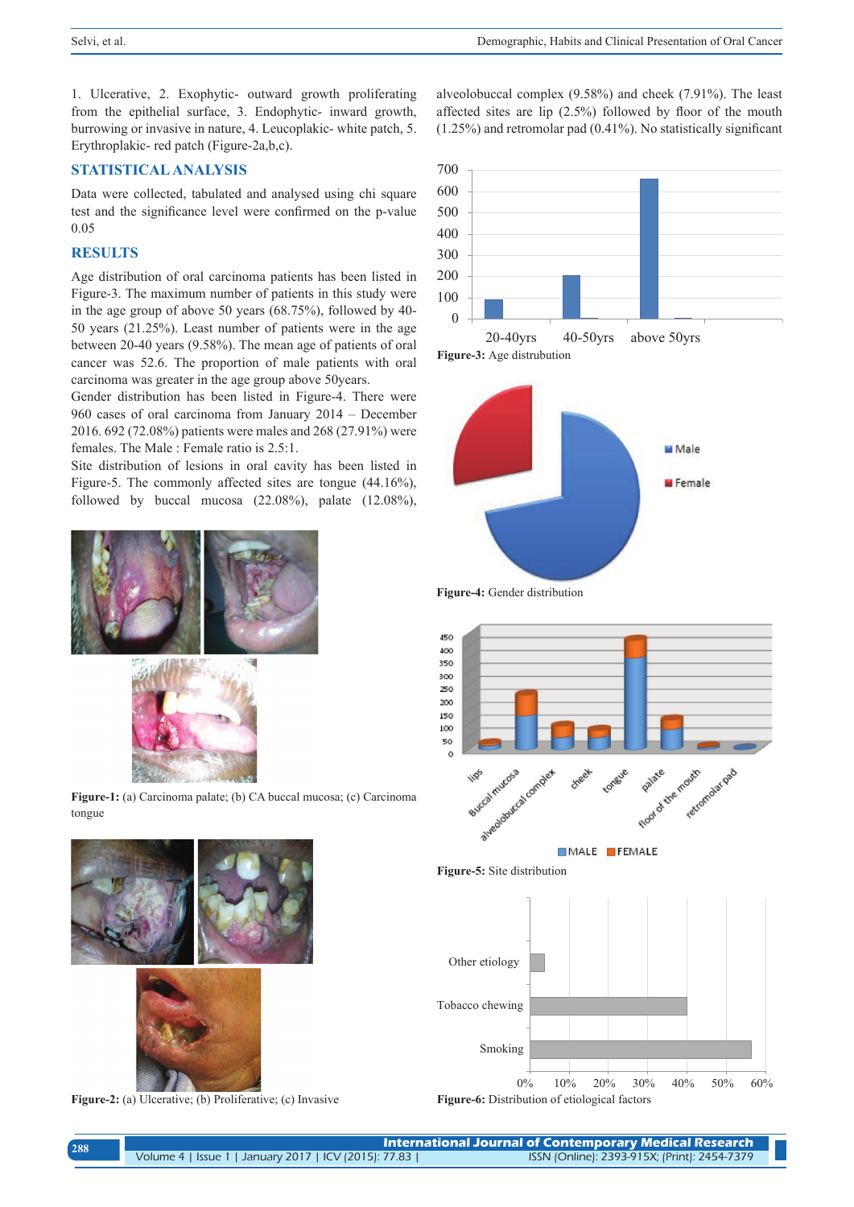1. Ulcerative, 2. Exophytic- outward growth proliferating from the epithelial surface, 3. Endophytic- inward growth, burrowing or invasive in nature, 4. Leucoplakic- white patch, 5. Erythroplakic- red patch (Figure-2a,b,c).

## STATISTICAL ANALYSIS

Data were collected, tabulated and analysed using chi square test and the significance level were confirmed on the p-value 0.05

## RESULTS

Age distribution of oral carcinoma patients has been listed in Figure-3. The maximum number of patients in this study were in the age group of above 50 years (68.75%), followed by 40-50 years (21.25%). Least number of patients were in the age between 20-40 years (9.58%). The mean age of patients of oral cancer was 52.6. The proportion of male patients with oral carcinoma was greater in the age group above 50years.

Gender distribution has been listed in Figure-4. There were 960 cases of oral carcinoma from January 2014 – December 2016. 692 (72.08%) patients were males and 268 (27.91%) were females. The Male : Female ratio is 2.5:1.

Site distribution of lesions in oral cavity has been listed in Figure-5. The commonly affected sites are tongue (44.16%), followed by buccal mucosa (22.08%), palate (12.08%), alveolobuccal complex (9.58%) and cheek (7.91%). The least affected sites are lip (2.5%) followed by floor of the mouth (1.25%) and retromolar pad (0.41%). No statistically significant

Figure-1: (a) Carcinoma palate; (b) CA buccal mucosa; (c) Carcinoma tongue

Figure-2: (a) Ulcerative; (b) Proliferative; (c) Invasive

Figure-3: Age distrubution

Figure-4: Gender distribution

Figure-5: Site distribution

Figure-6: Distribution of etiological factors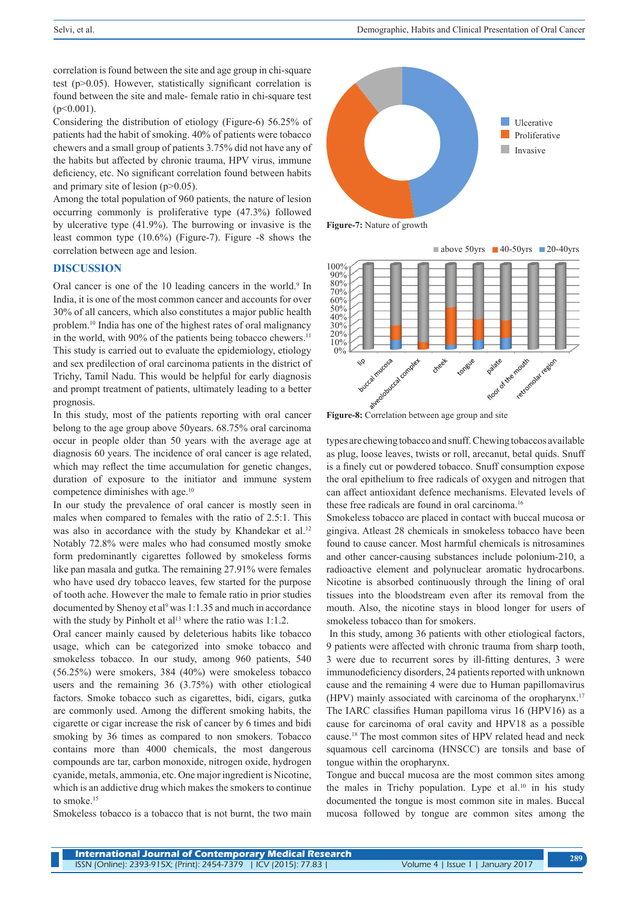correlation is found between the site and age group in chi-square test (p>0.05). However, statistically significant correlation is found between the site and male- female ratio in chi-square test (p<0.001).

Considering the distribution of etiology (Figure-6) 56.25% of patients had the habit of smoking. 40% of patients were tobacco chewers and a small group of patients 3.75% did not have any of the habits but affected by chronic trauma, HPV virus, immune deficiency, etc. No significant correlation found between habits and primary site of lesion (p>0.05).

Among the total population of 960 patients, the nature of lesion occurring commonly is proliferative type (47.3%) followed by ulcerative type (41.9%). The burrowing or invasive is the least common type (10.6%) (Figure-7). Figure -8 shows the correlation between age and lesion.

**Figure-7:** Nature of growth

**Figure-8:** Correlation between age group and site

## DISCUSSION

Oral cancer is one of the 10 leading cancers in the world.[9] In India, it is one of the most common cancer and accounts for over 30% of all cancers, which also constitutes a major public health problem.[10] India has one of the highest rates of oral malignancy in the world, with 90% of the patients being tobacco chewers.[11] This study is carried out to evaluate the epidemiology, etiology and sex predilection of oral carcinoma patients in the district of Trichy, Tamil Nadu. This would be helpful for early diagnosis and prompt treatment of patients, ultimately leading to a better prognosis.

In this study, most of the patients reporting with oral cancer belong to the age group above 50years. 68.75% oral carcinoma occur in people older than 50 years with the average age at diagnosis 60 years. The incidence of oral cancer is age related, which may reflect the time accumulation for genetic changes, duration of exposure to the initiator and immune system competence diminishes with age.[10]

In our study the prevalence of oral cancer is mostly seen in males when compared to females with the ratio of 2.5:1. This was also in accordance with the study by Khandekar et al.[12] Notably 72.8% were males who had consumed mostly smoke form predominantly cigarettes followed by smokeless forms like pan masala and gutka. The remaining 27.91% were females who have used dry tobacco leaves, few started for the purpose of tooth ache. However the male to female ratio in prior studies documented by Shenoy et al[9] was 1:1.35 and much in accordance with the study by Pinholt et al[13] where the ratio was 1:1.2.

Oral cancer mainly caused by deleterious habits like tobacco usage, which can be categorized into smoke tobacco and smokeless tobacco. In our study, among 960 patients, 540 (56.25%) were smokers, 384 (40%) were smokeless tobacco users and the remaining 36 (3.75%) with other etiological factors. Smoke tobacco such as cigarettes, bidi, cigars, gutka are commonly used. Among the different smoking habits, the cigarette or cigar increase the risk of cancer by 6 times and bidi smoking by 36 times as compared to non smokers. Tobacco contains more than 4000 chemicals, the most dangerous compounds are tar, carbon monoxide, nitrogen oxide, hydrogen cyanide, metals, ammonia, etc. One major ingredient is Nicotine, which is an addictive drug which makes the smokers to continue to smoke.[15]

Smokeless tobacco is a tobacco that is not burnt, the two main types are chewing tobacco and snuff. Chewing tobaccos available as plug, loose leaves, twists or roll, arecanut, betal quids. Snuff is a finely cut or powdered tobacco. Snuff consumption expose the oral epithelium to free radicals of oxygen and nitrogen that can affect antioxidant defence mechanisms. Elevated levels of these free radicals are found in oral carcinoma.[16]

Smokeless tobacco are placed in contact with buccal mucosa or gingiva. Atleast 28 chemicals in smokeless tobacco have been found to cause cancer. Most harmful chemicals is nitrosamines and other cancer-causing substances include polonium-210, a radioactive element and polynuclear aromatic hydrocarbons. Nicotine is absorbed continuously through the lining of oral tissues into the bloodstream even after its removal from the mouth. Also, the nicotine stays in blood longer for users of smokeless tobacco than for smokers.

In this study, among 36 patients with other etiological factors, 9 patients were affected with chronic trauma from sharp tooth, 3 were due to recurrent sores by ill-fitting dentures, 3 were immunodeficiency disorders, 24 patients reported with unknown cause and the remaining 4 were due to Human papillomavirus (HPV) mainly associated with carcinoma of the oropharynx.[17] The IARC classifies Human papilloma virus 16 (HPV16) as a cause for carcinoma of oral cavity and HPV18 as a possible cause.[18] The most common sites of HPV related head and neck squamous cell carcinoma (HNSCC) are tonsils and base of tongue within the oropharynx.

Tongue and buccal mucosa are the most common sites among the males in Trichy population. Lype et al.[10] in his study documented the tongue is most common site in males. Buccal mucosa followed by tongue are common sites among the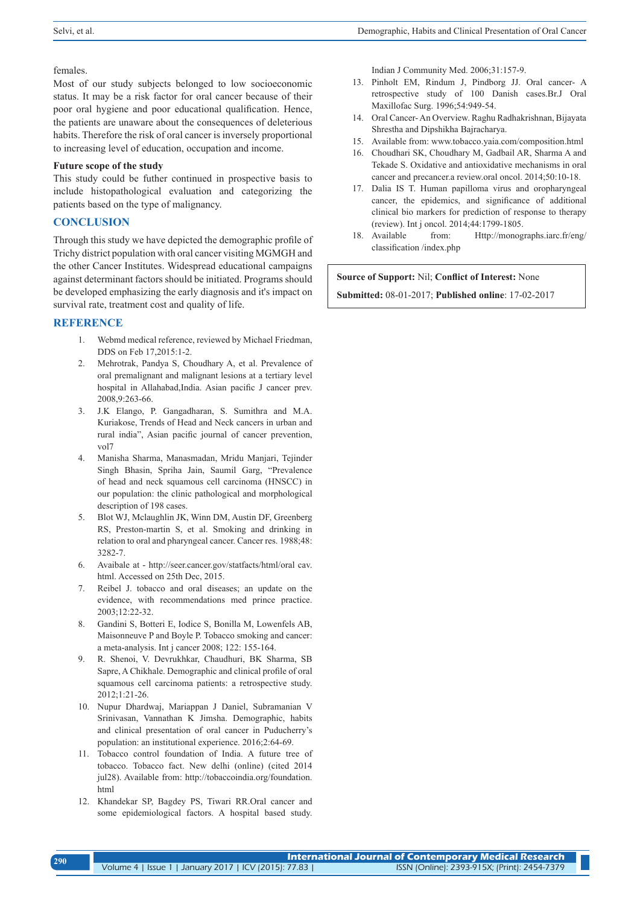females.

Most of our study subjects belonged to low socioeconomic status. It may be a risk factor for oral cancer because of their poor oral hygiene and poor educational qualification. Hence, the patients are unaware about the consequences of deleterious habits. Therefore the risk of oral cancer is inversely proportional to increasing level of education, occupation and income.

**Future scope of the study**

This study could be futher continued in prospective basis to include histopathological evaluation and categorizing the patients based on the type of malignancy.

## CONCLUSION

Through this study we have depicted the demographic profile of Trichy district population with oral cancer visiting MGMGH and the other Cancer Institutes. Widespread educational campaigns against determinant factors should be initiated. Programs should be developed emphasizing the early diagnosis and it's impact on survival rate, treatment cost and quality of life.

## REFERENCE

1. Webmd medical reference, reviewed by Michael Friedman, DDS on Feb 17,2015:1-2.
2. Mehrotrak, Pandya S, Choudhary A, et al. Prevalence of oral premalignant and malignant lesions at a tertiary level hospital in Allahabad,India. Asian pacific J cancer prev. 2008,9:263-66.
3. J.K Elango, P. Gangadharan, S. Sumithra and M.A. Kuriakose, Trends of Head and Neck cancers in urban and rural india", Asian pacific journal of cancer prevention, vol7
4. Manisha Sharma, Manasmadan, Mridu Manjari, Tejinder Singh Bhasin, Spriha Jain, Saumil Garg, "Prevalence of head and neck squamous cell carcinoma (HNSCC) in our population: the clinic pathological and morphological description of 198 cases.
5. Blot WJ, Mclaughlin JK, Winn DM, Austin DF, Greenberg RS, Preston-martin S, et al. Smoking and drinking in relation to oral and pharyngeal cancer. Cancer res. 1988;48: 3282-7.
6. Avaibale at - http://seer.cancer.gov/statfacts/html/oral cav.html. Accessed on 25th Dec, 2015.
7. Reibel J. tobacco and oral diseases; an update on the evidence, with recommendations med prince practice. 2003;12:22-32.
8. Gandini S, Botteri E, Iodice S, Bonilla M, Lowenfels AB, Maisonneuve P and Boyle P. Tobacco smoking and cancer: a meta-analysis. Int j cancer 2008; 122: 155-164.
9. R. Shenoi, V. Devrukhkar, Chaudhuri, BK Sharma, SB Sapre, A Chikhale. Demographic and clinical profile of oral squamous cell carcinoma patients: a retrospective study. 2012;1:21-26.
10. Nupur Dhardwaj, Mariappan J Daniel, Subramanian V Srinivasan, Vannathan K Jimsha. Demographic, habits and clinical presentation of oral cancer in Puducherry's population: an institutional experience. 2016;2:64-69.
11. Tobacco control foundation of India. A future tree of tobacco. Tobacco fact. New delhi (online) (cited 2014 jul28). Available from: http://tobaccoindia.org/foundation.html
12. Khandekar SP, Bagdey PS, Tiwari RR.Oral cancer and some epidemiological factors. A hospital based study. Indian J Community Med. 2006;31:157-9.
13. Pinholt EM, Rindum J, Pindborg JJ. Oral cancer- A retrospective study of 100 Danish cases.Br.J Oral Maxillofac Surg. 1996;54:949-54.
14. Oral Cancer- An Overview. Raghu Radhakrishnan, Bijayata Shrestha and Dipshikha Bajracharya.
15. Available from: www.tobacco.yaia.com/composition.html
16. Choudhari SK, Choudhary M, Gadbail AR, Sharma A and Tekade S. Oxidative and antioxidative mechanisms in oral cancer and precancer.a review.oral oncol. 2014;50:10-18.
17. Dalia IS T. Human papilloma virus and oropharyngeal cancer, the epidemics, and significance of additional clinical bio markers for prediction of response to therapy (review). Int j oncol. 2014;44:1799-1805.
18. Available from: Http://monographs.iarc.fr/eng/classification /index.php

**Source of Support:** Nil; **Conflict of Interest:** None

**Submitted:** 08-01-2017; **Published online**: 17-02-2017